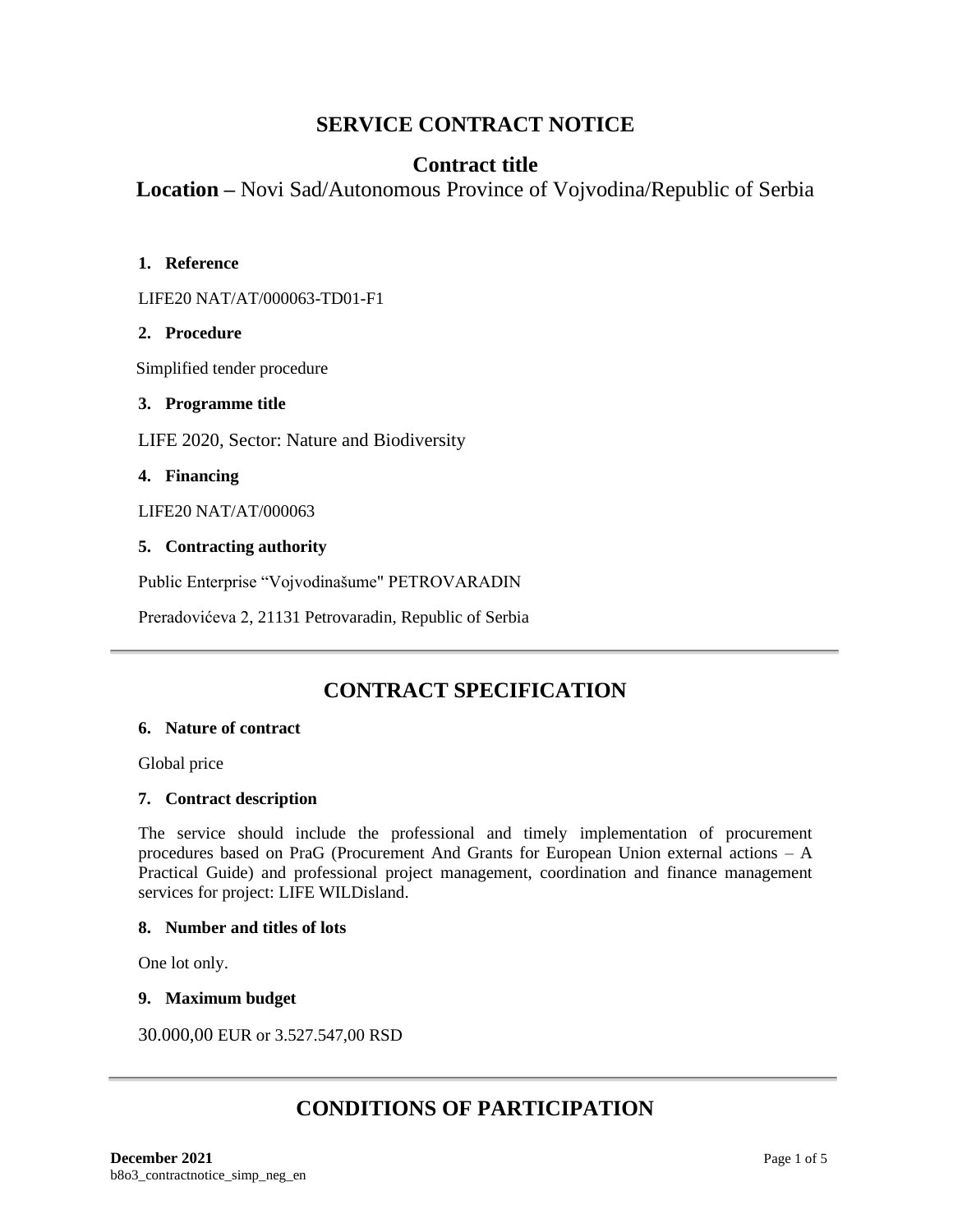# SERVICE CONTRACT NOTICE

## Contract title

**Location –** Novi Sad/Autonomous Province of Vojvodina/Republic of Serbia

### 1. Reference

LIFE20 NAT/AT/000063-TD01-F1

### 2. Procedure

Simplified tender procedure

### 3. Programme title

LIFE 2020, Sector: Nature and Biodiversity

### 4. Financing

LIFE20 NAT/AT/000063

### 5. Contracting authority

Public Enterprise "Vojvodinašume" PETROVARADIN

Preradovićeva 2, 21131 Petrovaradin, Republic of Serbia

---

# CONTRACT SPECIFICATION

### 6. Nature of contract

Global price

### 7. Contract description

The service should include the professional and timely implementation of procurement procedures based on PraG (Procurement And Grants for European Union external actions – A Practical Guide) and professional project management, coordination and finance management services for project: LIFE WILDisland.

### 8. Number and titles of lots

One lot only.

### 9. Maximum budget

30.000,00 EUR or 3.527.547,00 RSD

---

# CONDITIONS OF PARTICIPATION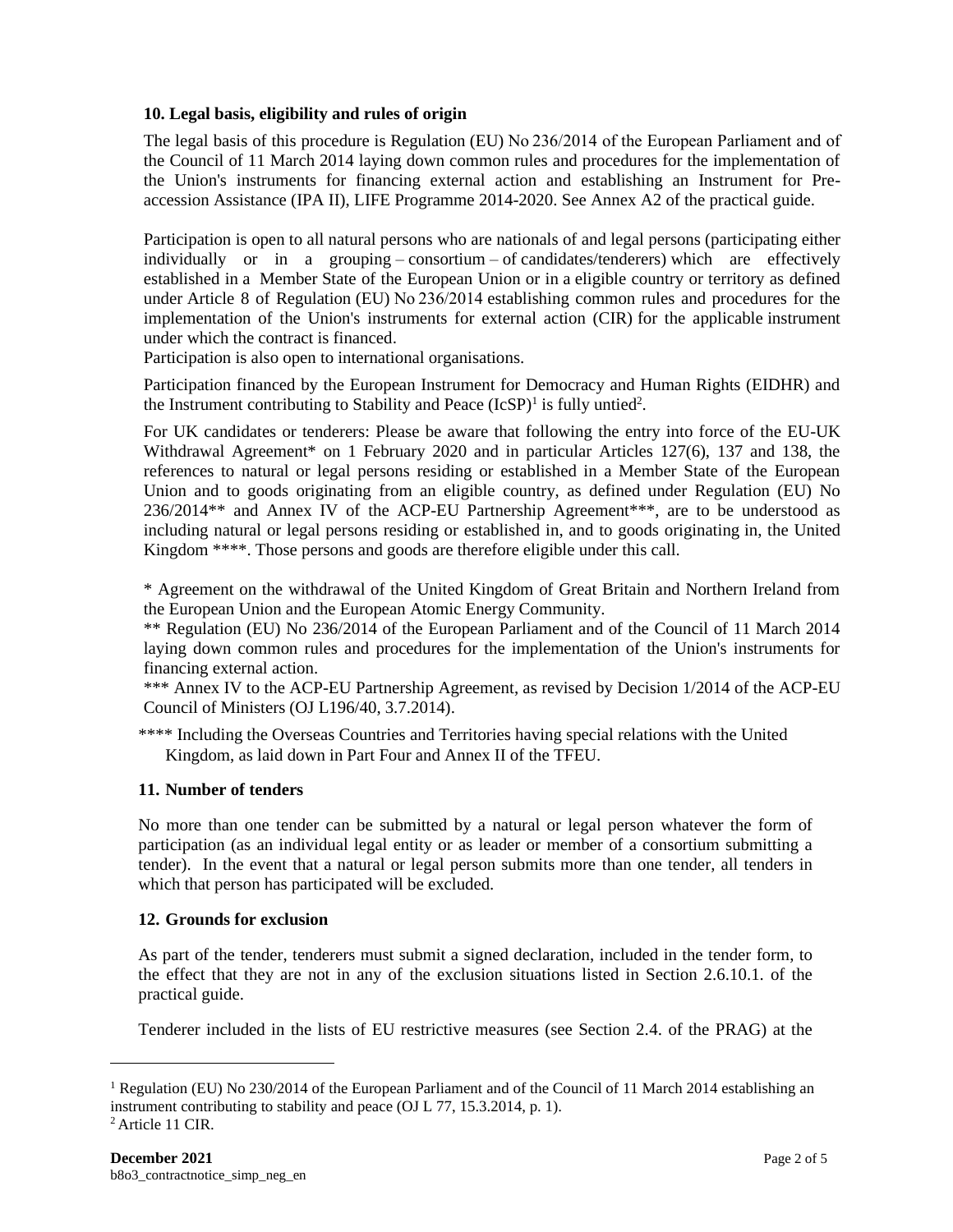### 10. Legal basis, eligibility and rules of origin

The legal basis of this procedure is Regulation (EU) No 236/2014 of the European Parliament and of the Council of 11 March 2014 laying down common rules and procedures for the implementation of the Union's instruments for financing external action and establishing an Instrument for Pre-accession Assistance (IPA II), LIFE Programme 2014-2020. See Annex A2 of the practical guide.

Participation is open to all natural persons who are nationals of and legal persons (participating either individually or in a grouping – consortium – of candidates/tenderers) which are effectively established in a Member State of the European Union or in a eligible country or territory as defined under Article 8 of Regulation (EU) No 236/2014 establishing common rules and procedures for the implementation of the Union's instruments for external action (CIR) for the applicable instrument under which the contract is financed.
Participation is also open to international organisations.

Participation financed by the European Instrument for Democracy and Human Rights (EIDHR) and the Instrument contributing to Stability and Peace (IcSP)[1] is fully untied[2].

For UK candidates or tenderers: Please be aware that following the entry into force of the EU-UK Withdrawal Agreement* on 1 February 2020 and in particular Articles 127(6), 137 and 138, the references to natural or legal persons residing or established in a Member State of the European Union and to goods originating from an eligible country, as defined under Regulation (EU) No 236/2014** and Annex IV of the ACP-EU Partnership Agreement***, are to be understood as including natural or legal persons residing or established in, and to goods originating in, the United Kingdom ****. Those persons and goods are therefore eligible under this call.

* Agreement on the withdrawal of the United Kingdom of Great Britain and Northern Ireland from the European Union and the European Atomic Energy Community.
** Regulation (EU) No 236/2014 of the European Parliament and of the Council of 11 March 2014 laying down common rules and procedures for the implementation of the Union's instruments for financing external action.
*** Annex IV to the ACP-EU Partnership Agreement, as revised by Decision 1/2014 of the ACP-EU Council of Ministers (OJ L196/40, 3.7.2014).

**** Including the Overseas Countries and Territories having special relations with the United Kingdom, as laid down in Part Four and Annex II of the TFEU.

### 11. Number of tenders

No more than one tender can be submitted by a natural or legal person whatever the form of participation (as an individual legal entity or as leader or member of a consortium submitting a tender). In the event that a natural or legal person submits more than one tender, all tenders in which that person has participated will be excluded.

### 12. Grounds for exclusion

As part of the tender, tenderers must submit a signed declaration, included in the tender form, to the effect that they are not in any of the exclusion situations listed in Section 2.6.10.1. of the practical guide.

Tenderer included in the lists of EU restrictive measures (see Section 2.4. of the PRAG) at the

---

[1] Regulation (EU) No 230/2014 of the European Parliament and of the Council of 11 March 2014 establishing an instrument contributing to stability and peace (OJ L 77, 15.3.2014, p. 1).
[2] Article 11 CIR.

**December 2021**
b8o3_contractnotice_simp_neg_en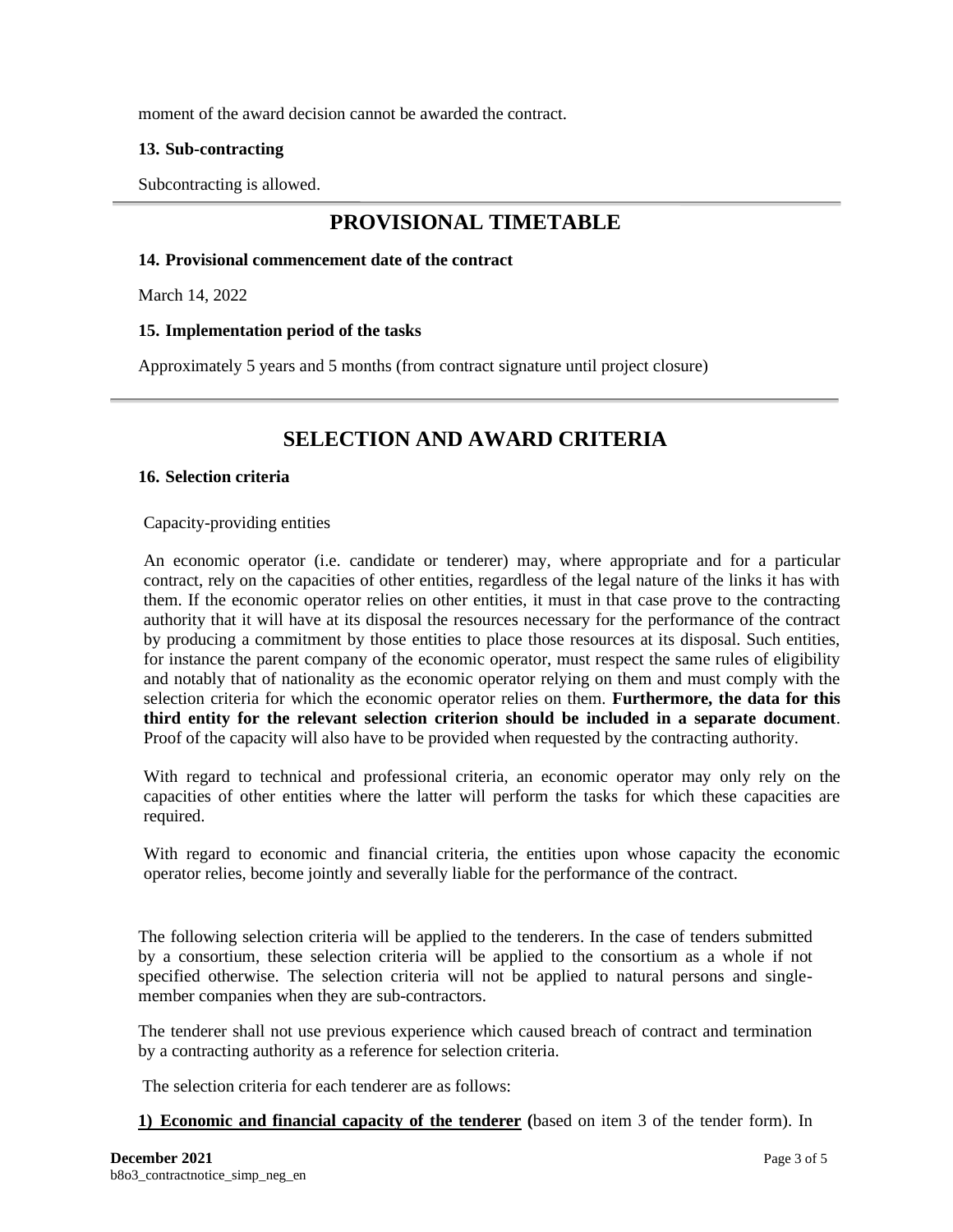moment of the award decision cannot be awarded the contract.

**13. Sub-contracting**

Subcontracting is allowed.

## PROVISIONAL TIMETABLE

**14. Provisional commencement date of the contract**

March 14, 2022

**15. Implementation period of the tasks**

Approximately 5 years and 5 months (from contract signature until project closure)

## SELECTION AND AWARD CRITERIA

**16. Selection criteria**

Capacity-providing entities

An economic operator (i.e. candidate or tenderer) may, where appropriate and for a particular contract, rely on the capacities of other entities, regardless of the legal nature of the links it has with them. If the economic operator relies on other entities, it must in that case prove to the contracting authority that it will have at its disposal the resources necessary for the performance of the contract by producing a commitment by those entities to place those resources at its disposal. Such entities, for instance the parent company of the economic operator, must respect the same rules of eligibility and notably that of nationality as the economic operator relying on them and must comply with the selection criteria for which the economic operator relies on them. **Furthermore, the data for this third entity for the relevant selection criterion should be included in a separate document**. Proof of the capacity will also have to be provided when requested by the contracting authority.

With regard to technical and professional criteria, an economic operator may only rely on the capacities of other entities where the latter will perform the tasks for which these capacities are required.

With regard to economic and financial criteria, the entities upon whose capacity the economic operator relies, become jointly and severally liable for the performance of the contract.

The following selection criteria will be applied to the tenderers. In the case of tenders submitted by a consortium, these selection criteria will be applied to the consortium as a whole if not specified otherwise. The selection criteria will not be applied to natural persons and single-member companies when they are sub-contractors.

The tenderer shall not use previous experience which caused breach of contract and termination by a contracting authority as a reference for selection criteria.

The selection criteria for each tenderer are as follows:

**1) Economic and financial capacity of the tenderer (**based on item 3 of the tender form). In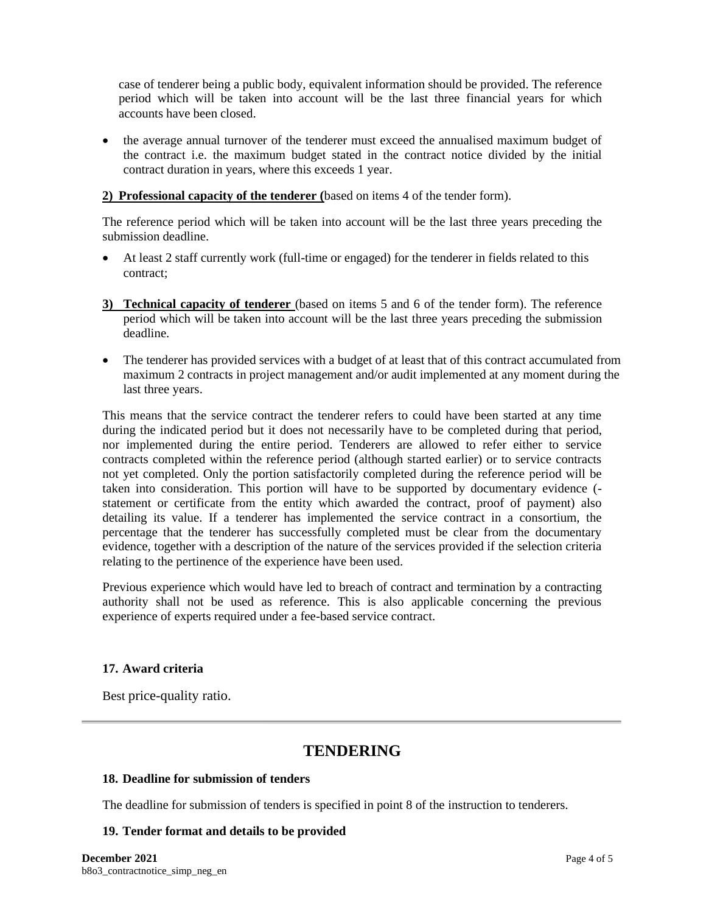case of tenderer being a public body, equivalent information should be provided. The reference period which will be taken into account will be the last three financial years for which accounts have been closed.

- the average annual turnover of the tenderer must exceed the annualised maximum budget of the contract i.e. the maximum budget stated in the contract notice divided by the initial contract duration in years, where this exceeds 1 year.

**2) Professional capacity of the tenderer (**based on items 4 of the tender form).

The reference period which will be taken into account will be the last three years preceding the submission deadline.

- At least 2 staff currently work (full-time or engaged) for the tenderer in fields related to this contract;

**3) Technical capacity of tenderer** (based on items 5 and 6 of the tender form). The reference period which will be taken into account will be the last three years preceding the submission deadline.

- The tenderer has provided services with a budget of at least that of this contract accumulated from maximum 2 contracts in project management and/or audit implemented at any moment during the last three years.

This means that the service contract the tenderer refers to could have been started at any time during the indicated period but it does not necessarily have to be completed during that period, nor implemented during the entire period. Tenderers are allowed to refer either to service contracts completed within the reference period (although started earlier) or to service contracts not yet completed. Only the portion satisfactorily completed during the reference period will be taken into consideration. This portion will have to be supported by documentary evidence (-statement or certificate from the entity which awarded the contract, proof of payment) also detailing its value. If a tenderer has implemented the service contract in a consortium, the percentage that the tenderer has successfully completed must be clear from the documentary evidence, together with a description of the nature of the services provided if the selection criteria relating to the pertinence of the experience have been used.

Previous experience which would have led to breach of contract and termination by a contracting authority shall not be used as reference. This is also applicable concerning the previous experience of experts required under a fee-based service contract.

### 17. Award criteria

Best price-quality ratio.

## TENDERING

### 18. Deadline for submission of tenders

The deadline for submission of tenders is specified in point 8 of the instruction to tenderers.

### 19. Tender format and details to be provided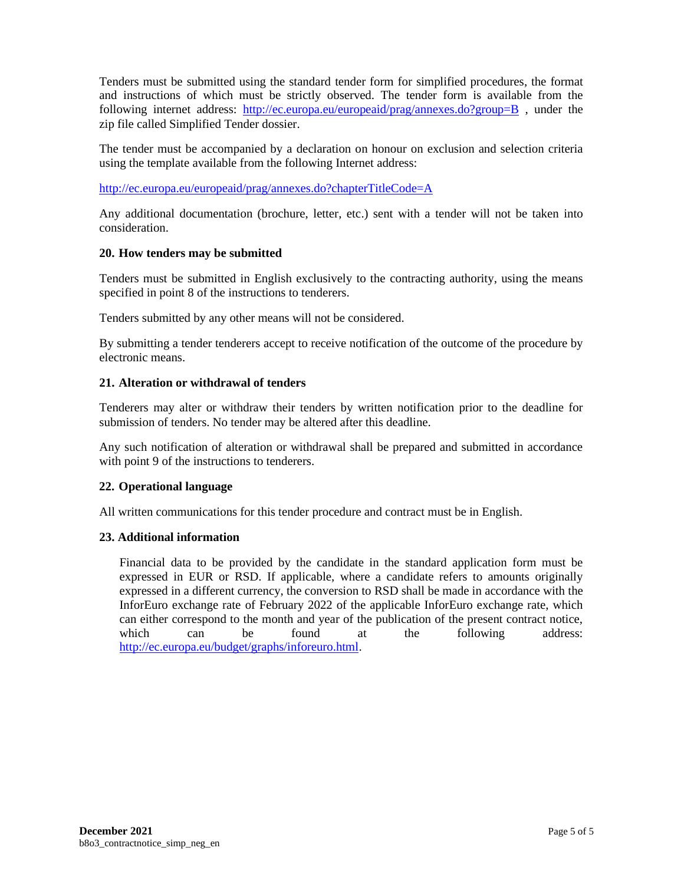Tenders must be submitted using the standard tender form for simplified procedures, the format and instructions of which must be strictly observed. The tender form is available from the following internet address: http://ec.europa.eu/europeaid/prag/annexes.do?group=B , under the zip file called Simplified Tender dossier.

The tender must be accompanied by a declaration on honour on exclusion and selection criteria using the template available from the following Internet address:

http://ec.europa.eu/europeaid/prag/annexes.do?chapterTitleCode=A

Any additional documentation (brochure, letter, etc.) sent with a tender will not be taken into consideration.

**20. How tenders may be submitted**

Tenders must be submitted in English exclusively to the contracting authority, using the means specified in point 8 of the instructions to tenderers.

Tenders submitted by any other means will not be considered.

By submitting a tender tenderers accept to receive notification of the outcome of the procedure by electronic means.

**21. Alteration or withdrawal of tenders**

Tenderers may alter or withdraw their tenders by written notification prior to the deadline for submission of tenders. No tender may be altered after this deadline.

Any such notification of alteration or withdrawal shall be prepared and submitted in accordance with point 9 of the instructions to tenderers.

**22. Operational language**

All written communications for this tender procedure and contract must be in English.

**23. Additional information**

Financial data to be provided by the candidate in the standard application form must be expressed in EUR or RSD. If applicable, where a candidate refers to amounts originally expressed in a different currency, the conversion to RSD shall be made in accordance with the InforEuro exchange rate of February 2022 of the applicable InforEuro exchange rate, which can either correspond to the month and year of the publication of the present contract notice, which can be found at the following address: http://ec.europa.eu/budget/graphs/inforeuro.html.